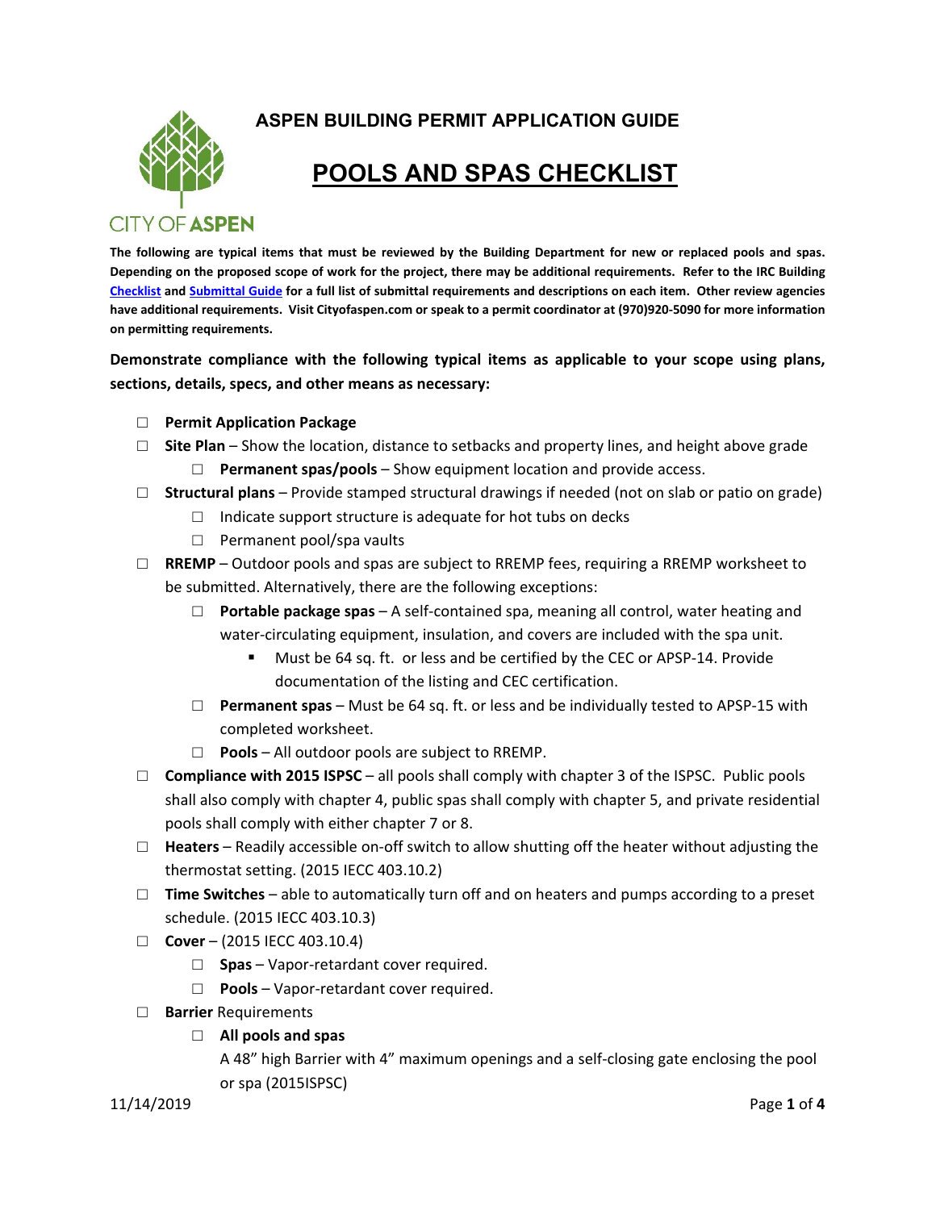# ASPEN BUILDING PERMIT APPLICATION GUIDE

CITY OF ASPEN

## POOLS AND SPAS CHECKLIST

**The following are typical items that must be reviewed by the Building Department for new or replaced pools and spas. Depending on the proposed scope of work for the project, there may be additional requirements. Refer to the IRC Building [Checklist] and [Submittal Guide] for a full list of submittal requirements and descriptions on each item. Other review agencies have additional requirements. Visit Cityofaspen.com or speak to a permit coordinator at (970)920-5090 for more information on permitting requirements.**

**Demonstrate compliance with the following typical items as applicable to your scope using plans, sections, details, specs, and other means as necessary:**

- ☐ **Permit Application Package**
- ☐ **Site Plan** – Show the location, distance to setbacks and property lines, and height above grade
  - ☐ **Permanent spas/pools** – Show equipment location and provide access.
- ☐ **Structural plans** – Provide stamped structural drawings if needed (not on slab or patio on grade)
  - ☐ Indicate support structure is adequate for hot tubs on decks
  - ☐ Permanent pool/spa vaults
- ☐ **RREMP** – Outdoor pools and spas are subject to RREMP fees, requiring a RREMP worksheet to be submitted. Alternatively, there are the following exceptions:
  - ☐ **Portable package spas** – A self-contained spa, meaning all control, water heating and water-circulating equipment, insulation, and covers are included with the spa unit.
    - Must be 64 sq. ft. or less and be certified by the CEC or APSP-14. Provide documentation of the listing and CEC certification.
  - ☐ **Permanent spas** – Must be 64 sq. ft. or less and be individually tested to APSP-15 with completed worksheet.
  - ☐ **Pools** – All outdoor pools are subject to RREMP.
- ☐ **Compliance with 2015 ISPSC** – all pools shall comply with chapter 3 of the ISPSC. Public pools shall also comply with chapter 4, public spas shall comply with chapter 5, and private residential pools shall comply with either chapter 7 or 8.
- ☐ **Heaters** – Readily accessible on-off switch to allow shutting off the heater without adjusting the thermostat setting. (2015 IECC 403.10.2)
- ☐ **Time Switches** – able to automatically turn off and on heaters and pumps according to a preset schedule. (2015 IECC 403.10.3)
- ☐ **Cover** – (2015 IECC 403.10.4)
  - ☐ **Spas** – Vapor-retardant cover required.
  - ☐ **Pools** – Vapor-retardant cover required.
- ☐ **Barrier** Requirements
  - ☐ **All pools and spas**

    A 48" high Barrier with 4" maximum openings and a self-closing gate enclosing the pool or spa (2015ISPSC)

11/14/2019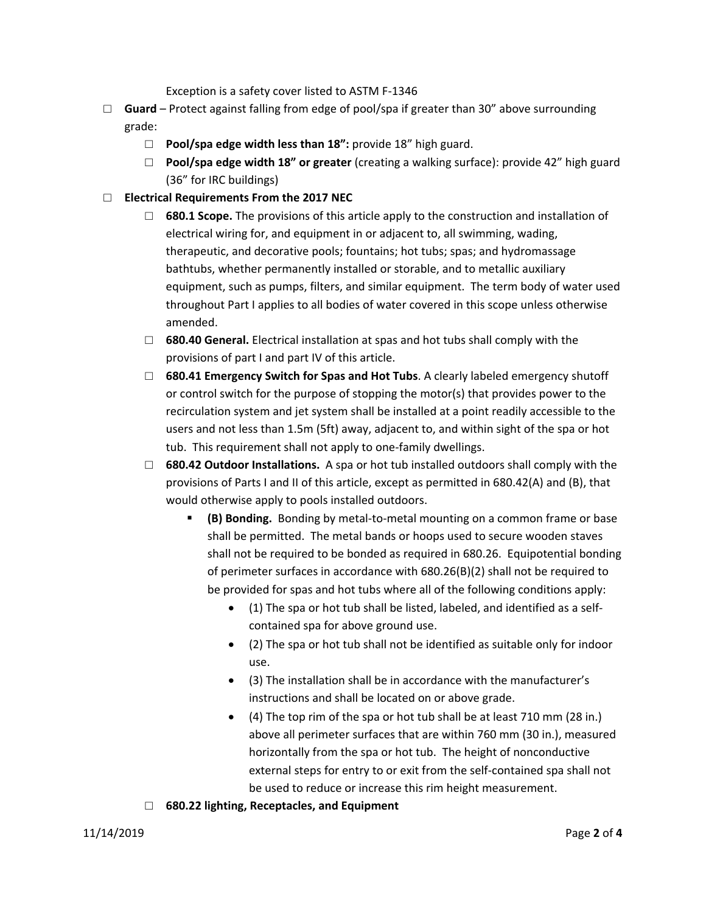Exception is a safety cover listed to ASTM F-1346

- ☐ **Guard** – Protect against falling from edge of pool/spa if greater than 30" above surrounding grade:
  - ☐ **Pool/spa edge width less than 18":** provide 18" high guard.
  - ☐ **Pool/spa edge width 18" or greater** (creating a walking surface): provide 42" high guard (36" for IRC buildings)
- ☐ **Electrical Requirements From the 2017 NEC**
  - ☐ **680.1 Scope.** The provisions of this article apply to the construction and installation of electrical wiring for, and equipment in or adjacent to, all swimming, wading, therapeutic, and decorative pools; fountains; hot tubs; spas; and hydromassage bathtubs, whether permanently installed or storable, and to metallic auxiliary equipment, such as pumps, filters, and similar equipment. The term body of water used throughout Part I applies to all bodies of water covered in this scope unless otherwise amended.
  - ☐ **680.40 General.** Electrical installation at spas and hot tubs shall comply with the provisions of part I and part IV of this article.
  - ☐ **680.41 Emergency Switch for Spas and Hot Tubs**. A clearly labeled emergency shutoff or control switch for the purpose of stopping the motor(s) that provides power to the recirculation system and jet system shall be installed at a point readily accessible to the users and not less than 1.5m (5ft) away, adjacent to, and within sight of the spa or hot tub. This requirement shall not apply to one-family dwellings.
  - ☐ **680.42 Outdoor Installations.** A spa or hot tub installed outdoors shall comply with the provisions of Parts I and II of this article, except as permitted in 680.42(A) and (B), that would otherwise apply to pools installed outdoors.
    - **(B) Bonding.** Bonding by metal-to-metal mounting on a common frame or base shall be permitted. The metal bands or hoops used to secure wooden staves shall not be required to be bonded as required in 680.26. Equipotential bonding of perimeter surfaces in accordance with 680.26(B)(2) shall not be required to be provided for spas and hot tubs where all of the following conditions apply:
      - (1) The spa or hot tub shall be listed, labeled, and identified as a self-contained spa for above ground use.
      - (2) The spa or hot tub shall not be identified as suitable only for indoor use.
      - (3) The installation shall be in accordance with the manufacturer's instructions and shall be located on or above grade.
      - (4) The top rim of the spa or hot tub shall be at least 710 mm (28 in.) above all perimeter surfaces that are within 760 mm (30 in.), measured horizontally from the spa or hot tub. The height of nonconductive external steps for entry to or exit from the self-contained spa shall not be used to reduce or increase this rim height measurement.
  - ☐ **680.22 lighting, Receptacles, and Equipment**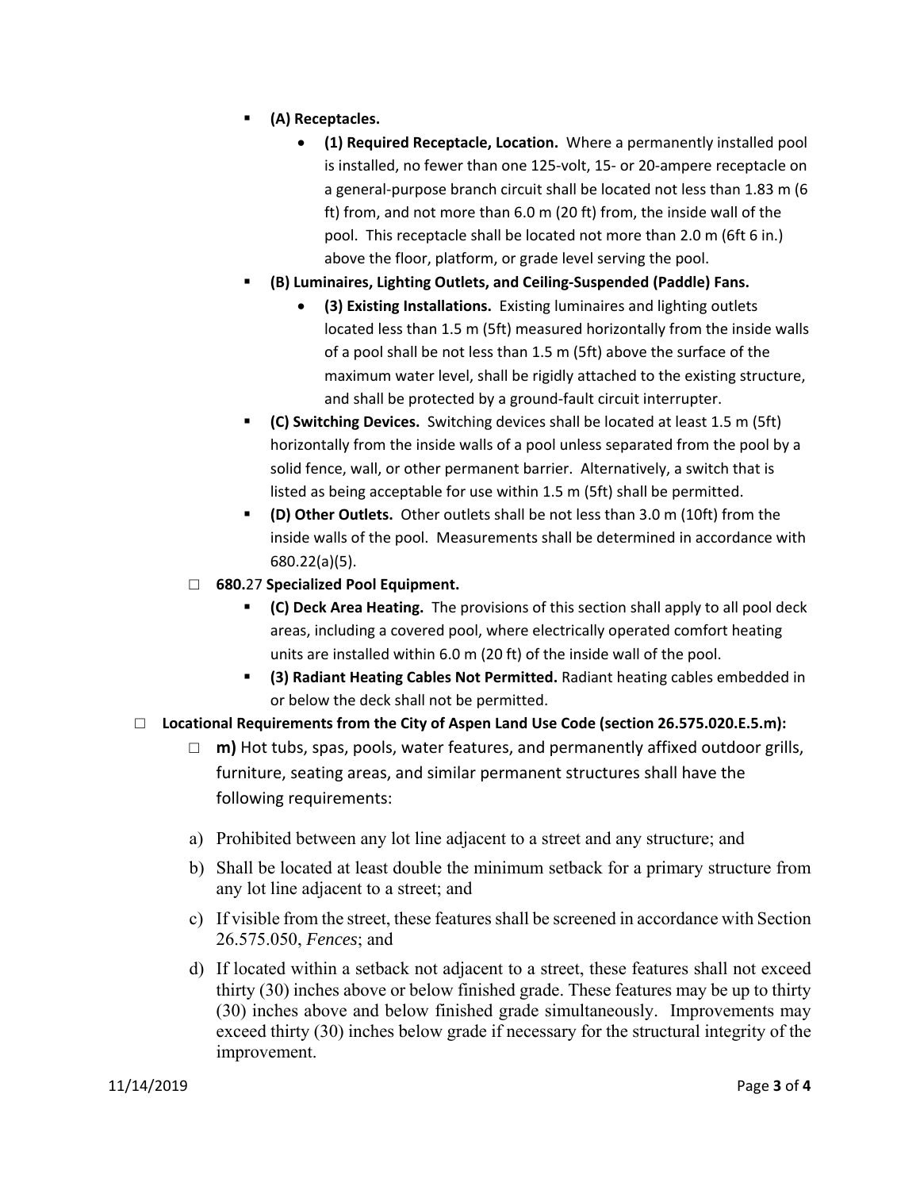- **(A) Receptacles.**
    - **(1) Required Receptacle, Location.** Where a permanently installed pool is installed, no fewer than one 125-volt, 15- or 20-ampere receptacle on a general-purpose branch circuit shall be located not less than 1.83 m (6 ft) from, and not more than 6.0 m (20 ft) from, the inside wall of the pool. This receptacle shall be located not more than 2.0 m (6ft 6 in.) above the floor, platform, or grade level serving the pool.
- **(B) Luminaires, Lighting Outlets, and Ceiling-Suspended (Paddle) Fans.**
    - **(3) Existing Installations.** Existing luminaires and lighting outlets located less than 1.5 m (5ft) measured horizontally from the inside walls of a pool shall be not less than 1.5 m (5ft) above the surface of the maximum water level, shall be rigidly attached to the existing structure, and shall be protected by a ground-fault circuit interrupter.
- **(C) Switching Devices.** Switching devices shall be located at least 1.5 m (5ft) horizontally from the inside walls of a pool unless separated from the pool by a solid fence, wall, or other permanent barrier. Alternatively, a switch that is listed as being acceptable for use within 1.5 m (5ft) shall be permitted.
- **(D) Other Outlets.** Other outlets shall be not less than 3.0 m (10ft) from the inside walls of the pool. Measurements shall be determined in accordance with 680.22(a)(5).

- ☐ **680.**27 **Specialized Pool Equipment.**
    - **(C) Deck Area Heating.** The provisions of this section shall apply to all pool deck areas, including a covered pool, where electrically operated comfort heating units are installed within 6.0 m (20 ft) of the inside wall of the pool.
    - **(3) Radiant Heating Cables Not Permitted.** Radiant heating cables embedded in or below the deck shall not be permitted.

☐ **Locational Requirements from the City of Aspen Land Use Code (section 26.575.020.E.5.m):**

- ☐ **m)** Hot tubs, spas, pools, water features, and permanently affixed outdoor grills, furniture, seating areas, and similar permanent structures shall have the following requirements:

a) Prohibited between any lot line adjacent to a street and any structure; and

b) Shall be located at least double the minimum setback for a primary structure from any lot line adjacent to a street; and

c) If visible from the street, these features shall be screened in accordance with Section 26.575.050, *Fences*; and

d) If located within a setback not adjacent to a street, these features shall not exceed thirty (30) inches above or below finished grade. These features may be up to thirty (30) inches above and below finished grade simultaneously. Improvements may exceed thirty (30) inches below grade if necessary for the structural integrity of the improvement.

11/14/2019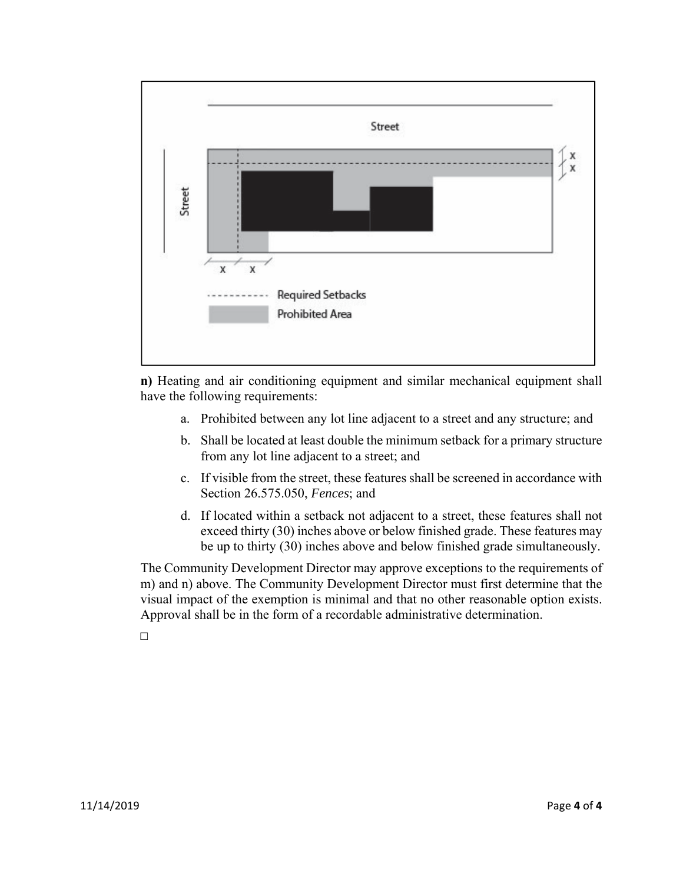Street

Street

x

x

x

x

Required Setbacks

Prohibited Area

**n)** Heating and air conditioning equipment and similar mechanical equipment shall have the following requirements:

a. Prohibited between any lot line adjacent to a street and any structure; and
b. Shall be located at least double the minimum setback for a primary structure from any lot line adjacent to a street; and
c. If visible from the street, these features shall be screened in accordance with Section 26.575.050, *Fences*; and
d. If located within a setback not adjacent to a street, these features shall not exceed thirty (30) inches above or below finished grade. These features may be up to thirty (30) inches above and below finished grade simultaneously.

The Community Development Director may approve exceptions to the requirements of m) and n) above. The Community Development Director must first determine that the visual impact of the exemption is minimal and that no other reasonable option exists. Approval shall be in the form of a recordable administrative determination.

□

11/14/2019